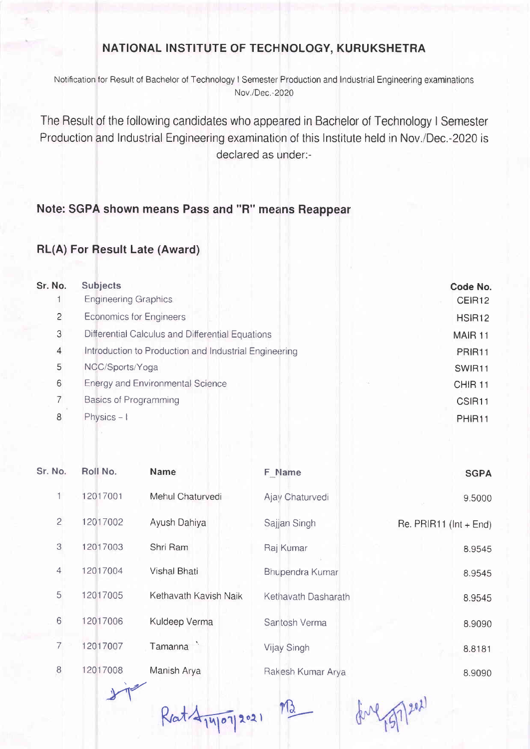# NATIONAL INSTITUTE OF TECHNOLOGY, KURUKSHETRA

Notification for Result of Bachelor of Technology I Semester Production and Industrial Engineering examinations Nov./Dec.-2020

The Result of the following candidates who appeared in Bachelor of Technology I Semester Production and Industrial Engineering examination of this Institute held in Nov./Dec.-2020 is declared as under:-

## Note: SGPA shown means Pass and "R" means Reappear

## RL(A) For Result Late (Award)

| Sr. No. | Subjects | Code No. |
|---|---|---|
| 1 | Engineering Graphics | CEIR12 |
| 2 | Economics for Engineers | HSIR12 |
| 3 | Differential Calculus and Differential Equations | MAIR 11 |
| 4 | Introduction to Production and Industrial Engineering | PRIR11 |
| 5 | NCC/Sports/Yoga | SWIR11 |
| 6 | Energy and Environmental Science | CHIR 11 |
| 7 | Basics of Programming | CSIR11 |
| 8 | Physics – I | PHIR11 |

| Sr. No. | Roll No. | Name | F_Name | SGPA |
|---|---|---|---|---|
| 1 | 12017001 | Mehul Chaturvedi | Ajay Chaturvedi | 9.5000 |
| 2 | 12017002 | Ayush Dahiya | Sajjan Singh | Re. PRIR11 (Int + End) |
| 3 | 12017003 | Shri Ram | Raj Kumar | 8.9545 |
| 4 | 12017004 | Vishal Bhati | Bhupendra Kumar | 8.9545 |
| 5 | 12017005 | Kethavath Kavish Naik | Kethavath Dasharath | 8.9545 |
| 6 | 12017006 | Kuldeep Verma | Santosh Verma | 8.9090 |
| 7 | 12017007 | Tamanna | Vijay Singh | 8.8181 |
| 8 | 12017008 | Manish Arya | Rakesh Kumar Arya | 8.9090 |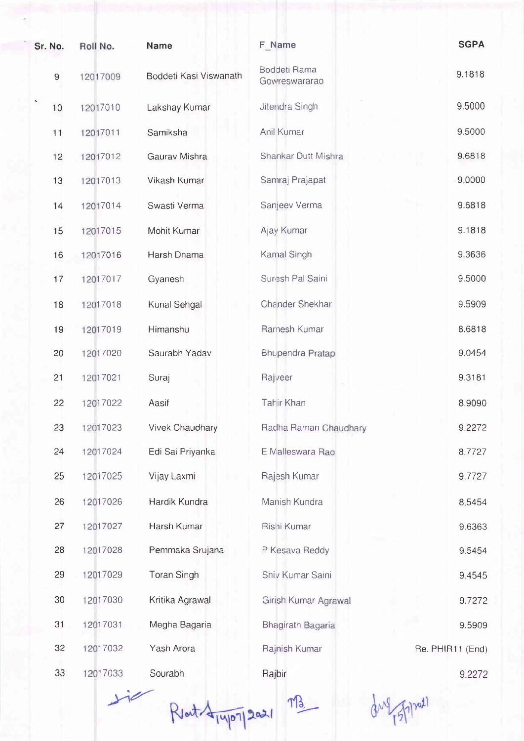| Sr. No. | Roll No. | Name | F_Name | SGPA |
|---|---|---|---|---|
| 9 | 12017009 | Boddeti Kasi Viswanath | Boddeti Rama Gowreswararao | 9.1818 |
| 10 | 12017010 | Lakshay Kumar | Jitendra Singh | 9.5000 |
| 11 | 12017011 | Samiksha | Anil Kumar | 9.5000 |
| 12 | 12017012 | Gaurav Mishra | Shankar Dutt Mishra | 9.6818 |
| 13 | 12017013 | Vikash Kumar | Samraj Prajapat | 9.0000 |
| 14 | 12017014 | Swasti Verma | Sanjeev Verma | 9.6818 |
| 15 | 12017015 | Mohit Kumar | Ajay Kumar | 9.1818 |
| 16 | 12017016 | Harsh Dhama | Kamal Singh | 9.3636 |
| 17 | 12017017 | Gyanesh | Suresh Pal Saini | 9.5000 |
| 18 | 12017018 | Kunal Sehgal | Chander Shekhar | 9.5909 |
| 19 | 12017019 | Himanshu | Ramesh Kumar | 8.6818 |
| 20 | 12017020 | Saurabh Yadav | Bhupendra Pratap | 9.0454 |
| 21 | 12017021 | Suraj | Rajveer | 9.3181 |
| 22 | 12017022 | Aasif | Tahir Khan | 8.9090 |
| 23 | 12017023 | Vivek Chaudhary | Radha Raman Chaudhary | 9.2272 |
| 24 | 12017024 | Edi Sai Priyanka | E Malleswara Rao | 8.7727 |
| 25 | 12017025 | Vijay Laxmi | Rajesh Kumar | 9.7727 |
| 26 | 12017026 | Hardik Kundra | Manish Kundra | 8.5454 |
| 27 | 12017027 | Harsh Kumar | Rishi Kumar | 9.6363 |
| 28 | 12017028 | Pemmaka Srujana | P Kesava Reddy | 9.5454 |
| 29 | 12017029 | Toran Singh | Shiv Kumar Saini | 9.4545 |
| 30 | 12017030 | Kritika Agrawal | Girish Kumar Agrawal | 9.7272 |
| 31 | 12017031 | Megha Bagaria | Bhagirath Bagaria | 9.5909 |
| 32 | 12017032 | Yash Arora | Rajnish Kumar | Re. PHIR11 (End) |
| 33 | 12017033 | Sourabh | Rajbir | 9.2272 |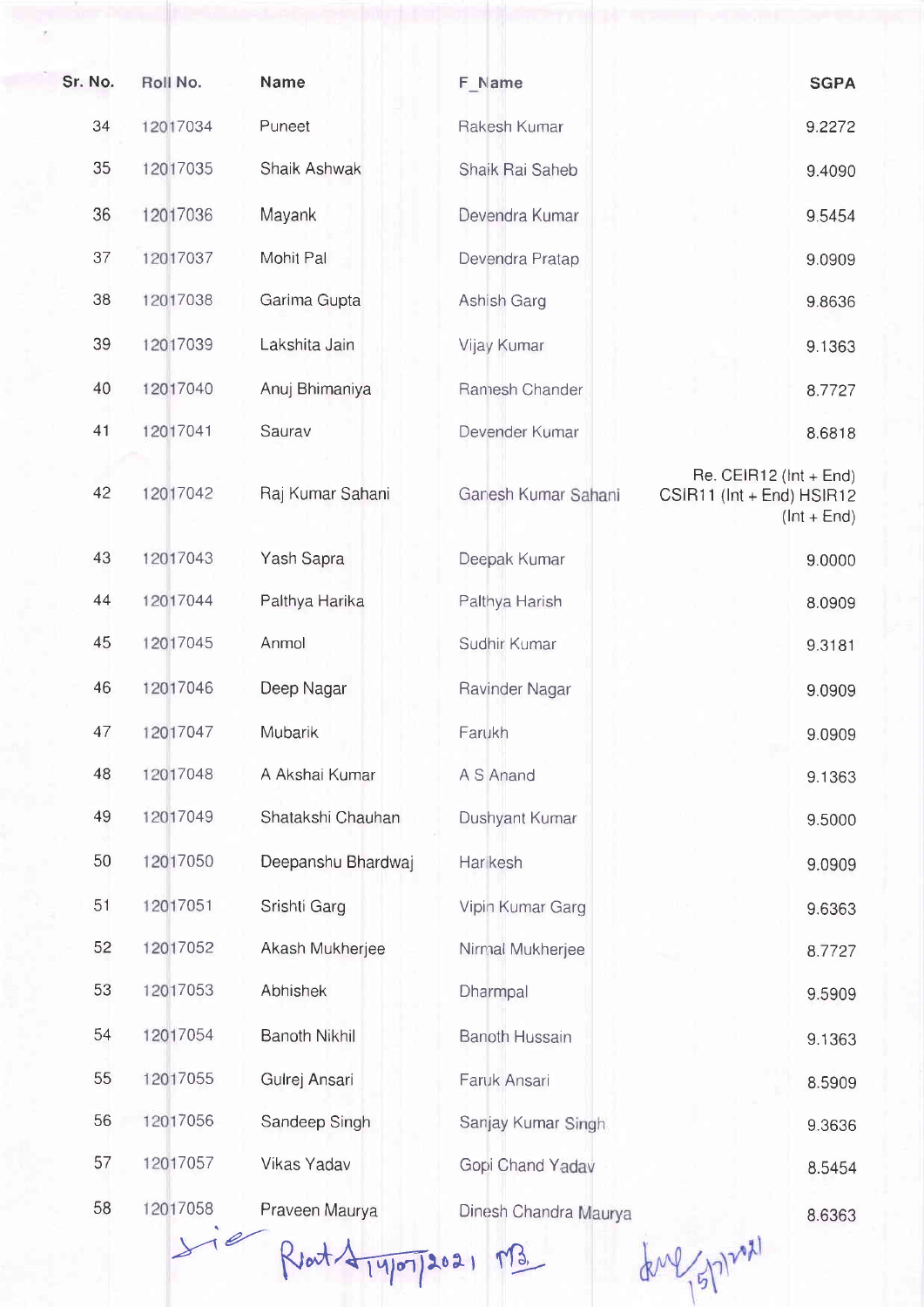| Sr. No. | Roll No. | Name | F_Name | SGPA |
|---|---|---|---|---|
| 34 | 12017034 | Puneet | Rakesh Kumar | 9.2272 |
| 35 | 12017035 | Shaik Ashwak | Shaik Rai Saheb | 9.4090 |
| 36 | 12017036 | Mayank | Devendra Kumar | 9.5454 |
| 37 | 12017037 | Mohit Pal | Devendra Pratap | 9.0909 |
| 38 | 12017038 | Garima Gupta | Ashish Garg | 9.8636 |
| 39 | 12017039 | Lakshita Jain | Vijay Kumar | 9.1363 |
| 40 | 12017040 | Anuj Bhimaniya | Ramesh Chander | 8.7727 |
| 41 | 12017041 | Saurav | Devender Kumar | 8.6818 |
| 42 | 12017042 | Raj Kumar Sahani | Ganesh Kumar Sahani | Re. CEIR12 (Int + End) CSIR11 (Int + End) HSIR12 (Int + End) |
| 43 | 12017043 | Yash Sapra | Deepak Kumar | 9.0000 |
| 44 | 12017044 | Palthya Harika | Palthya Harish | 8.0909 |
| 45 | 12017045 | Anmol | Sudhir Kumar | 9.3181 |
| 46 | 12017046 | Deep Nagar | Ravinder Nagar | 9.0909 |
| 47 | 12017047 | Mubarik | Farukh | 9.0909 |
| 48 | 12017048 | A Akshai Kumar | A S Anand | 9.1363 |
| 49 | 12017049 | Shatakshi Chauhan | Dushyant Kumar | 9.5000 |
| 50 | 12017050 | Deepanshu Bhardwaj | Harikesh | 9.0909 |
| 51 | 12017051 | Srishti Garg | Vipin Kumar Garg | 9.6363 |
| 52 | 12017052 | Akash Mukherjee | Nirmal Mukherjee | 8.7727 |
| 53 | 12017053 | Abhishek | Dharmpal | 9.5909 |
| 54 | 12017054 | Banoth Nikhil | Banoth Hussain | 9.1363 |
| 55 | 12017055 | Gulrej Ansari | Faruk Ansari | 8.5909 |
| 56 | 12017056 | Sandeep Singh | Sanjay Kumar Singh | 9.3636 |
| 57 | 12017057 | Vikas Yadav | Gopi Chand Yadav | 8.5454 |
| 58 | 12017058 | Praveen Maurya | Dinesh Chandra Maurya | 8.6363 |

Rout 14/07/2021 15/7/2021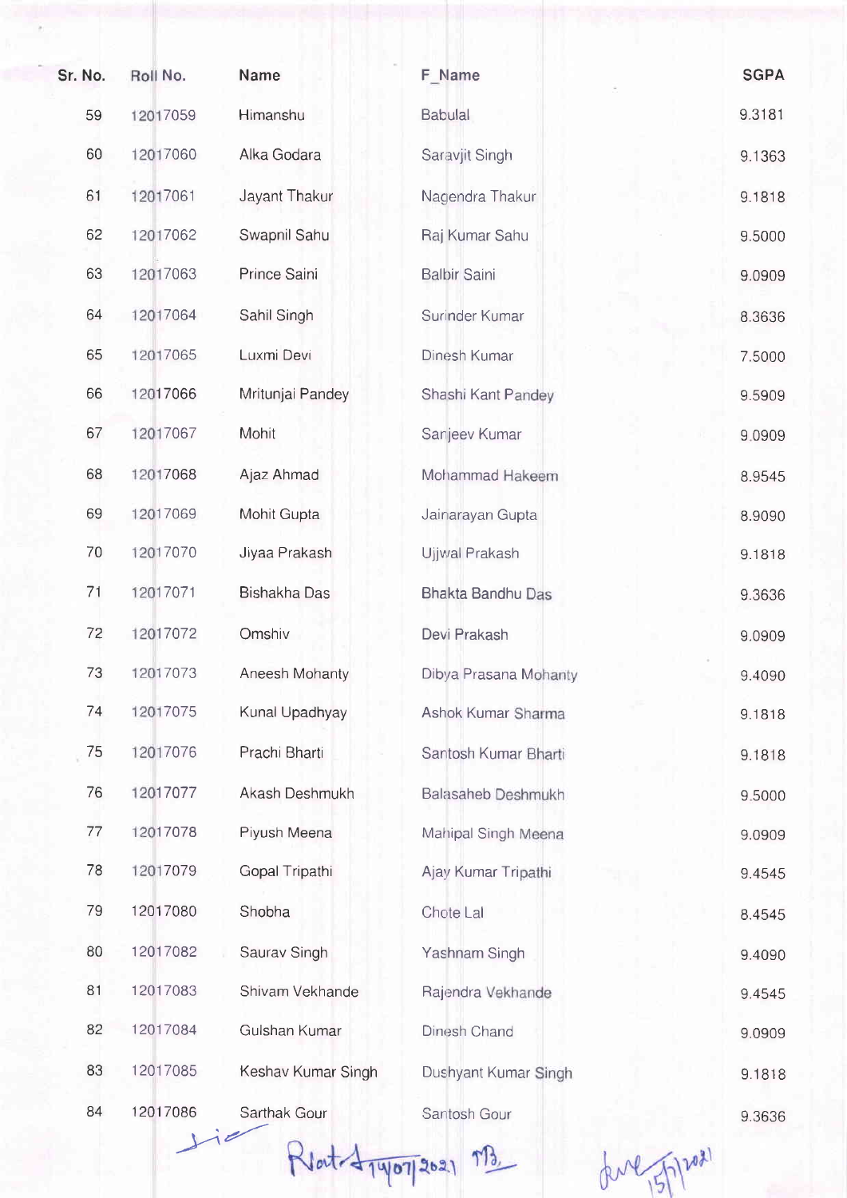| Sr. No. | Roll No. | Name | F_Name | SGPA |
|---|---|---|---|---|
| 59 | 12017059 | Himanshu | Babulal | 9.3181 |
| 60 | 12017060 | Alka Godara | Saravjit Singh | 9.1363 |
| 61 | 12017061 | Jayant Thakur | Nagendra Thakur | 9.1818 |
| 62 | 12017062 | Swapnil Sahu | Raj Kumar Sahu | 9.5000 |
| 63 | 12017063 | Prince Saini | Balbir Saini | 9.0909 |
| 64 | 12017064 | Sahil Singh | Surinder Kumar | 8.3636 |
| 65 | 12017065 | Luxmi Devi | Dinesh Kumar | 7.5000 |
| 66 | 12017066 | Mritunjai Pandey | Shashi Kant Pandey | 9.5909 |
| 67 | 12017067 | Mohit | Sanjeev Kumar | 9.0909 |
| 68 | 12017068 | Ajaz Ahmad | Mohammad Hakeem | 8.9545 |
| 69 | 12017069 | Mohit Gupta | Jainarayan Gupta | 8.9090 |
| 70 | 12017070 | Jiyaa Prakash | Ujjwal Prakash | 9.1818 |
| 71 | 12017071 | Bishakha Das | Bhakta Bandhu Das | 9.3636 |
| 72 | 12017072 | Omshiv | Devi Prakash | 9.0909 |
| 73 | 12017073 | Aneesh Mohanty | Dibya Prasana Mohanty | 9.4090 |
| 74 | 12017075 | Kunal Upadhyay | Ashok Kumar Sharma | 9.1818 |
| 75 | 12017076 | Prachi Bharti | Santosh Kumar Bharti | 9.1818 |
| 76 | 12017077 | Akash Deshmukh | Balasaheb Deshmukh | 9.5000 |
| 77 | 12017078 | Piyush Meena | Mahipal Singh Meena | 9.0909 |
| 78 | 12017079 | Gopal Tripathi | Ajay Kumar Tripathi | 9.4545 |
| 79 | 12017080 | Shobha | Chote Lal | 8.4545 |
| 80 | 12017082 | Saurav Singh | Yashnam Singh | 9.4090 |
| 81 | 12017083 | Shivam Vekhande | Rajendra Vekhande | 9.4545 |
| 82 | 12017084 | Gulshan Kumar | Dinesh Chand | 9.0909 |
| 83 | 12017085 | Keshav Kumar Singh | Dushyant Kumar Singh | 9.1818 |
| 84 | 12017086 | Sarthak Gour | Santosh Gour | 9.3636 |

Ntd 14/07/2021 15/7/2021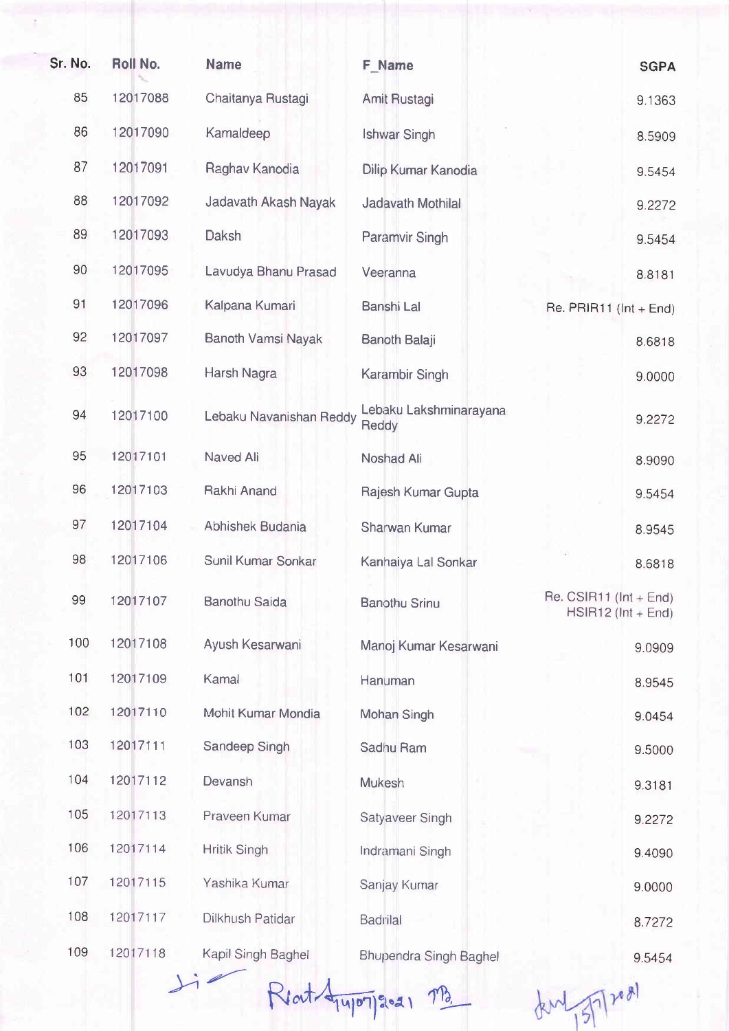| Sr. No. | Roll No. | Name | F_Name | SGPA |
|---|---|---|---|---|
| 85 | 12017088 | Chaitanya Rustagi | Amit Rustagi | 9.1363 |
| 86 | 12017090 | Kamaldeep | Ishwar Singh | 8.5909 |
| 87 | 12017091 | Raghav Kanodia | Dilip Kumar Kanodia | 9.5454 |
| 88 | 12017092 | Jadavath Akash Nayak | Jadavath Mothilal | 9.2272 |
| 89 | 12017093 | Daksh | Paramvir Singh | 9.5454 |
| 90 | 12017095 | Lavudya Bhanu Prasad | Veeranna | 8.8181 |
| 91 | 12017096 | Kalpana Kumari | Banshi Lal | Re. PRIR11 (Int + End) |
| 92 | 12017097 | Banoth Vamsi Nayak | Banoth Balaji | 8.6818 |
| 93 | 12017098 | Harsh Nagra | Karambir Singh | 9.0000 |
| 94 | 12017100 | Lebaku Navanishan Reddy | Lebaku Lakshminarayana Reddy | 9.2272 |
| 95 | 12017101 | Naved Ali | Noshad Ali | 8.9090 |
| 96 | 12017103 | Rakhi Anand | Rajesh Kumar Gupta | 9.5454 |
| 97 | 12017104 | Abhishek Budania | Sharwan Kumar | 8.9545 |
| 98 | 12017106 | Sunil Kumar Sonkar | Kanhaiya Lal Sonkar | 8.6818 |
| 99 | 12017107 | Banothu Saida | Banothu Srinu | Re. CSIR11 (Int + End) HSIR12 (Int + End) |
| 100 | 12017108 | Ayush Kesarwani | Manoj Kumar Kesarwani | 9.0909 |
| 101 | 12017109 | Kamal | Hanuman | 8.9545 |
| 102 | 12017110 | Mohit Kumar Mondia | Mohan Singh | 9.0454 |
| 103 | 12017111 | Sandeep Singh | Sadhu Ram | 9.5000 |
| 104 | 12017112 | Devansh | Mukesh | 9.3181 |
| 105 | 12017113 | Praveen Kumar | Satyaveer Singh | 9.2272 |
| 106 | 12017114 | Hritik Singh | Indramani Singh | 9.4090 |
| 107 | 12017115 | Yashika Kumar | Sanjay Kumar | 9.0000 |
| 108 | 12017117 | Dilkhush Patidar | Badrilal | 8.7272 |
| 109 | 12017118 | Kapil Singh Baghel | Bhupendra Singh Baghel | 9.5454 |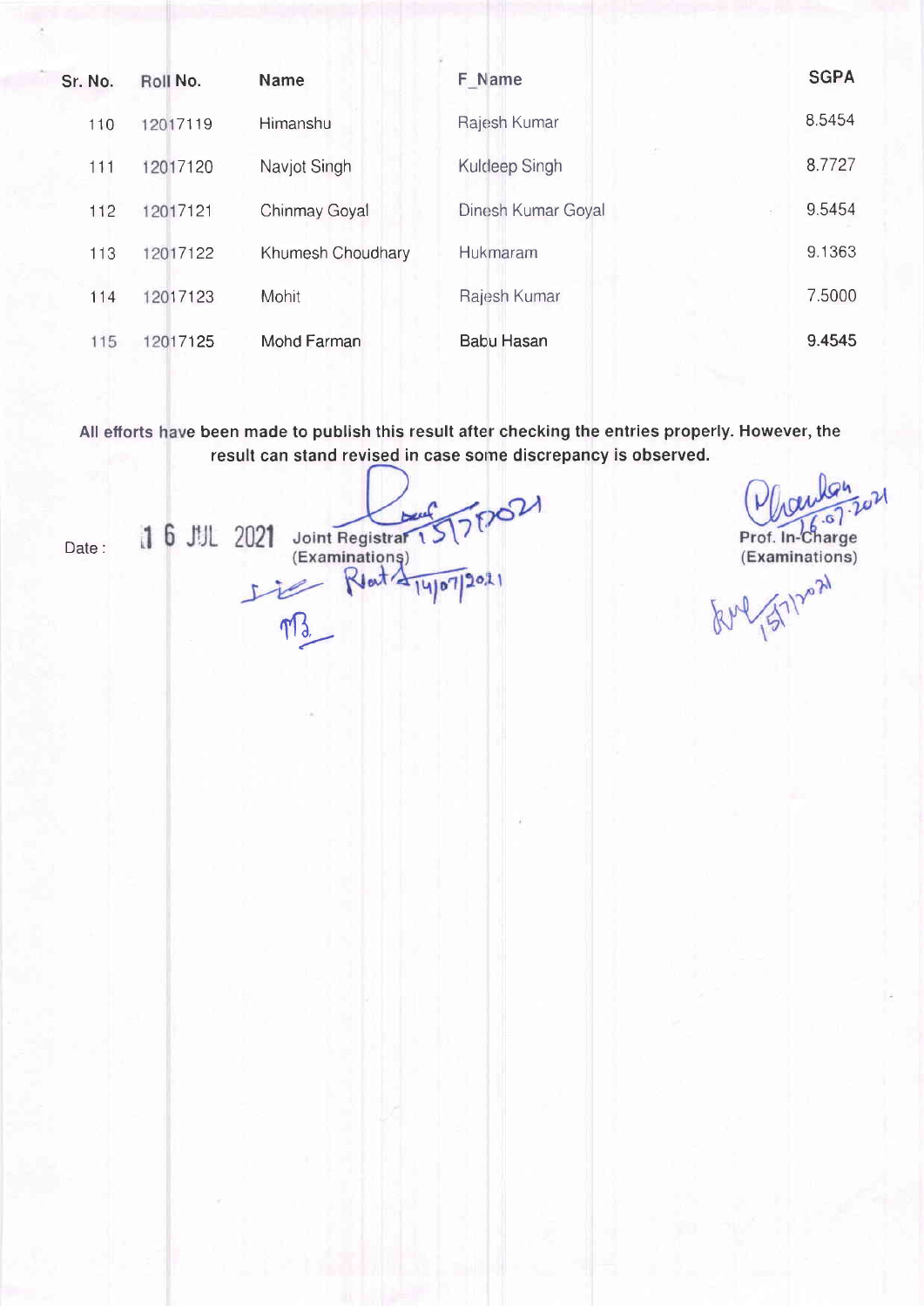| Sr. No. | Roll No. | Name | F_Name | SGPA |
|---|---|---|---|---|
| 110 | 12017119 | Himanshu | Rajesh Kumar | 8.5454 |
| 111 | 12017120 | Navjot Singh | Kuldeep Singh | 8.7727 |
| 112 | 12017121 | Chinmay Goyal | Dinesh Kumar Goyal | 9.5454 |
| 113 | 12017122 | Khumesh Choudhary | Hukmaram | 9.1363 |
| 114 | 12017123 | Mohit | Rajesh Kumar | 7.5000 |
| 115 | 12017125 | Mohd Farman | Babu Hasan | 9.4545 |

**All efforts have been made to publish this result after checking the entries properly. However, the result can stand revised in case some discrepancy is observed.**

Date : 16 JUL 2021

**Joint Registrar**
**(Examinations)**

**Prof. In-Charge**
**(Examinations)**